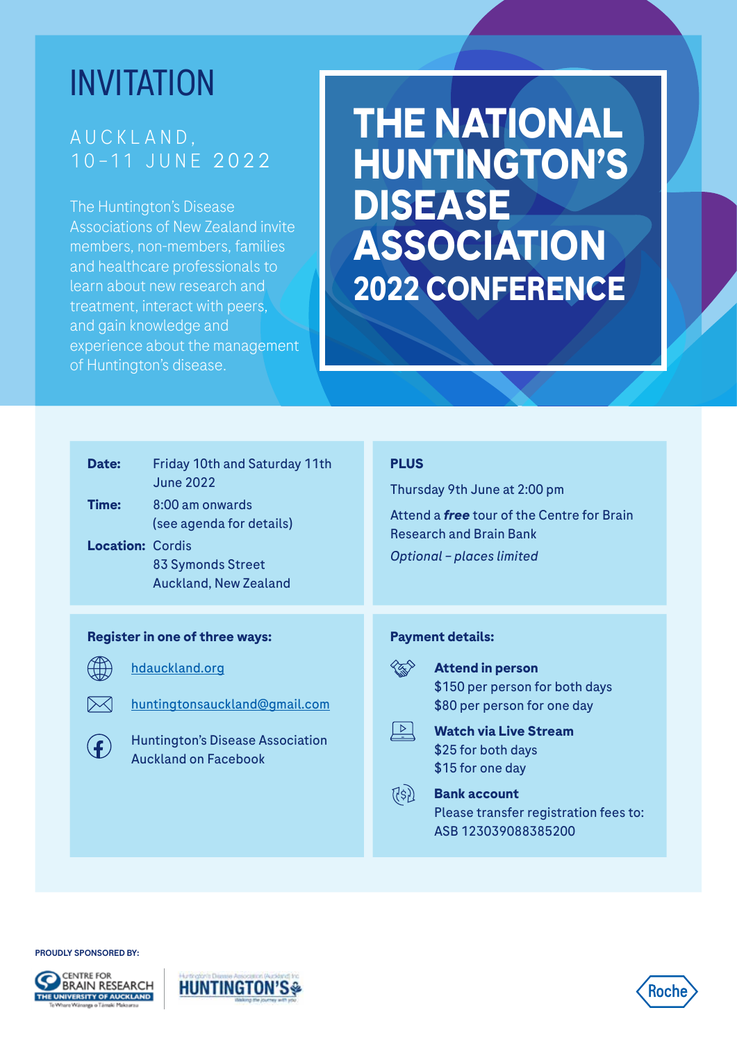# INVITATION

AUCKLAND,
10–11 JUNE 2022

The Huntington's Disease Associations of New Zealand invite members, non-members, families and healthcare professionals to learn about new research and treatment, interact with peers, and gain knowledge and experience about the management of Huntington's disease.

# THE NATIONAL HUNTINGTON'S DISEASE ASSOCIATION 2022 CONFERENCE

**Date:** Friday 10th and Saturday 11th June 2022

**Time:** 8:00 am onwards (see agenda for details)

**Location:** Cordis
83 Symonds Street
Auckland, New Zealand

**PLUS**

Thursday 9th June at 2:00 pm

Attend a ***free*** tour of the Centre for Brain Research and Brain Bank

*Optional – places limited*

**Register in one of three ways:**

- hdauckland.org
- huntingtonsauckland@gmail.com
- Huntington's Disease Association Auckland on Facebook

**Payment details:**

**Attend in person**
$150 per person for both days
$80 per person for one day

**Watch via Live Stream**
$25 for both days
$15 for one day

**Bank account**
Please transfer registration fees to:
ASB 123039088385200

PROUDLY SPONSORED BY:

CENTRE FOR BRAIN RESEARCH – THE UNIVERSITY OF AUCKLAND – Te Whare Wānanga o Tāmaki Makaurau

Huntington's Disease Association (Auckland) Inc – HUNTINGTON'S – Walking the journey with you

Roche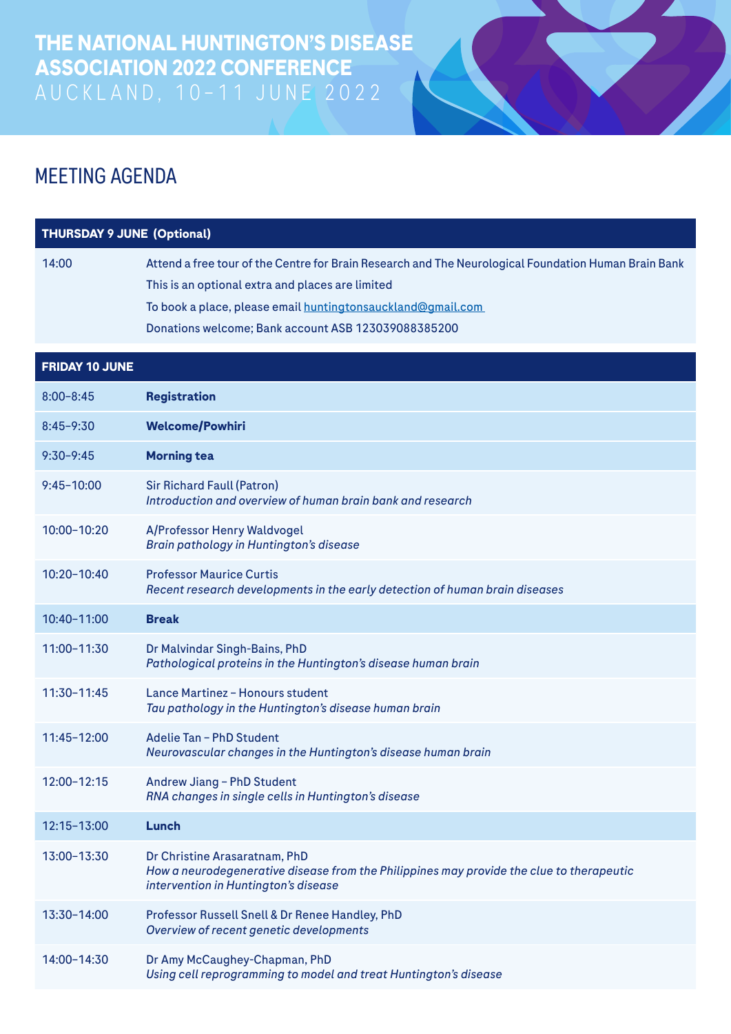# THE NATIONAL HUNTINGTON'S DISEASE ASSOCIATION 2022 CONFERENCE

AUCKLAND, 10–11 JUNE 2022

## MEETING AGENDA

| THURSDAY 9 JUNE (Optional) | |
|---|---|
| 14:00 | Attend a free tour of the Centre for Brain Research and The Neurological Foundation Human Brain Bank<br>This is an optional extra and places are limited<br>To book a place, please email huntingtonsauckland@gmail.com<br>Donations welcome; Bank account ASB 123039088385200 |

| FRIDAY 10 JUNE | |
|---|---|
| 8:00–8:45 | **Registration** |
| 8:45–9:30 | **Welcome/Powhiri** |
| 9:30–9:45 | **Morning tea** |
| 9:45–10:00 | Sir Richard Faull (Patron)<br>*Introduction and overview of human brain bank and research* |
| 10:00–10:20 | A/Professor Henry Waldvogel<br>*Brain pathology in Huntington's disease* |
| 10:20–10:40 | Professor Maurice Curtis<br>*Recent research developments in the early detection of human brain diseases* |
| 10:40–11:00 | **Break** |
| 11:00–11:30 | Dr Malvindar Singh-Bains, PhD<br>*Pathological proteins in the Huntington's disease human brain* |
| 11:30–11:45 | Lance Martinez – Honours student<br>*Tau pathology in the Huntington's disease human brain* |
| 11:45–12:00 | Adelie Tan – PhD Student<br>*Neurovascular changes in the Huntington's disease human brain* |
| 12:00–12:15 | Andrew Jiang – PhD Student<br>*RNA changes in single cells in Huntington's disease* |
| 12:15–13:00 | **Lunch** |
| 13:00–13:30 | Dr Christine Arasaratnam, PhD<br>*How a neurodegenerative disease from the Philippines may provide the clue to therapeutic intervention in Huntington's disease* |
| 13:30–14:00 | Professor Russell Snell & Dr Renee Handley, PhD<br>*Overview of recent genetic developments* |
| 14:00–14:30 | Dr Amy McCaughey-Chapman, PhD<br>*Using cell reprogramming to model and treat Huntington's disease* |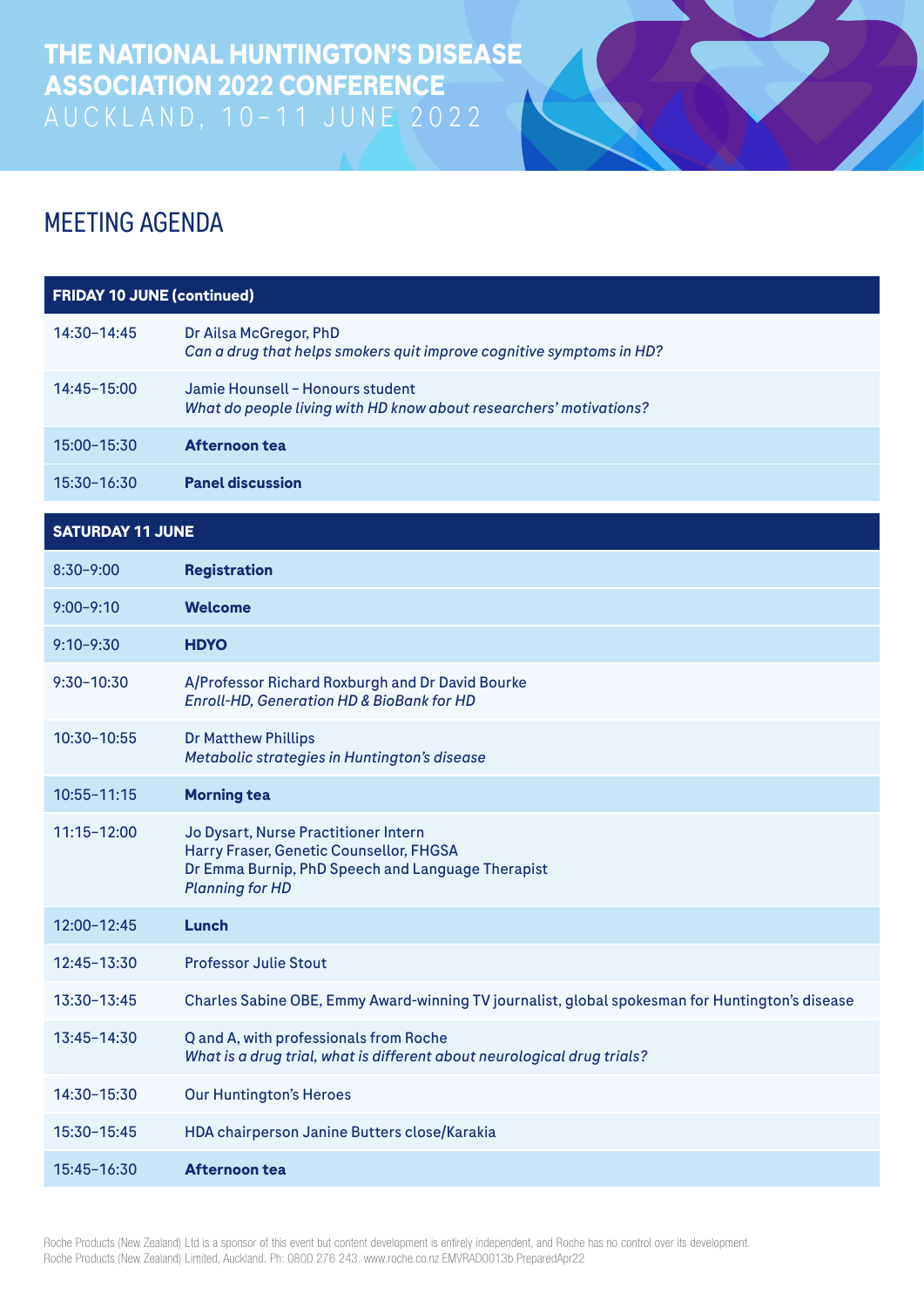# THE NATIONAL HUNTINGTON'S DISEASE ASSOCIATION 2022 CONFERENCE

AUCKLAND, 10–11 JUNE 2022

## MEETING AGENDA

| FRIDAY 10 JUNE (continued) | |
|---|---|
| 14:30–14:45 | Dr Ailsa McGregor, PhD<br>*Can a drug that helps smokers quit improve cognitive symptoms in HD?* |
| 14:45–15:00 | Jamie Hounsell – Honours student<br>*What do people living with HD know about researchers' motivations?* |
| 15:00–15:30 | **Afternoon tea** |
| 15:30–16:30 | **Panel discussion** |

| SATURDAY 11 JUNE | |
|---|---|
| 8:30–9:00 | **Registration** |
| 9:00–9:10 | **Welcome** |
| 9:10–9:30 | **HDYO** |
| 9:30–10:30 | A/Professor Richard Roxburgh and Dr David Bourke<br>*Enroll-HD, Generation HD & BioBank for HD* |
| 10:30–10:55 | Dr Matthew Phillips<br>*Metabolic strategies in Huntington's disease* |
| 10:55–11:15 | **Morning tea** |
| 11:15–12:00 | Jo Dysart, Nurse Practitioner Intern<br>Harry Fraser, Genetic Counsellor, FHGSA<br>Dr Emma Burnip, PhD Speech and Language Therapist<br>*Planning for HD* |
| 12:00–12:45 | **Lunch** |
| 12:45–13:30 | Professor Julie Stout |
| 13:30–13:45 | Charles Sabine OBE, Emmy Award-winning TV journalist, global spokesman for Huntington's disease |
| 13:45–14:30 | Q and A, with professionals from Roche<br>*What is a drug trial, what is different about neurological drug trials?* |
| 14:30–15:30 | Our Huntington's Heroes |
| 15:30–15:45 | HDA chairperson Janine Butters close/Karakia |
| 15:45–16:30 | **Afternoon tea** |

Roche Products (New Zealand) Ltd is a sponsor of this event but content development is entirely independent, and Roche has no control over its development.
Roche Products (New Zealand) Limited, Auckland. Ph: 0800 276 243. www.roche.co.nz EMVRAD0013b PreparedApr22